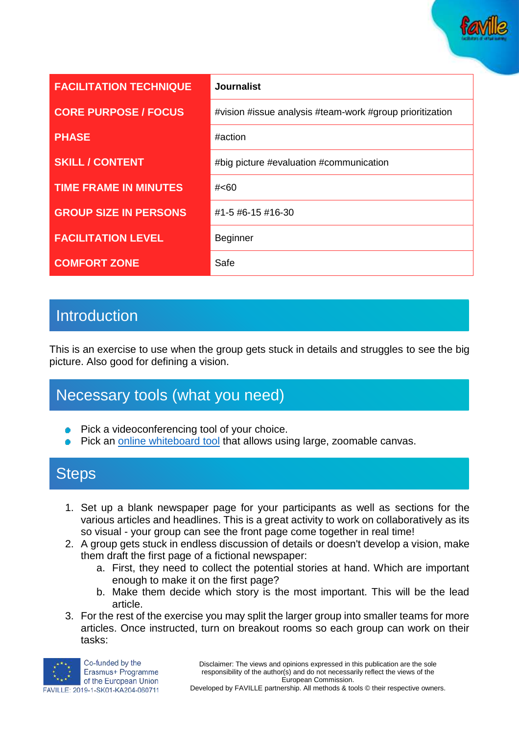| FACILITATION TECHNIQUE | **Journalist** |
|---|---|
| CORE PURPOSE / FOCUS | #vision #issue analysis #team-work #group prioritization |
| PHASE | #action |
| SKILL / CONTENT | #big picture #evaluation #communication |
| TIME FRAME IN MINUTES | #<60 |
| GROUP SIZE IN PERSONS | #1-5 #6-15 #16-30 |
| FACILITATION LEVEL | Beginner |
| COMFORT ZONE | Safe |

## Introduction

This is an exercise to use when the group gets stuck in details and struggles to see the big picture. Also good for defining a vision.

## Necessary tools (what you need)

- Pick a videoconferencing tool of your choice.
- Pick an online whiteboard tool that allows using large, zoomable canvas.

## Steps

1. Set up a blank newspaper page for your participants as well as sections for the various articles and headlines. This is a great activity to work on collaboratively as its so visual - your group can see the front page come together in real time!
2. A group gets stuck in endless discussion of details or doesn't develop a vision, make them draft the first page of a fictional newspaper:
   a. First, they need to collect the potential stories at hand. Which are important enough to make it on the first page?
   b. Make them decide which story is the most important. This will be the lead article.
3. For the rest of the exercise you may split the larger group into smaller teams for more articles. Once instructed, turn on breakout rooms so each group can work on their tasks:

Co-funded by the Erasmus+ Programme of the European Union
FAVILLE: 2019-1-SK01-KA204-060711

Disclaimer: The views and opinions expressed in this publication are the sole responsibility of the author(s) and do not necessarily reflect the views of the European Commission.
Developed by FAVILLE partnership. All methods & tools © their respective owners.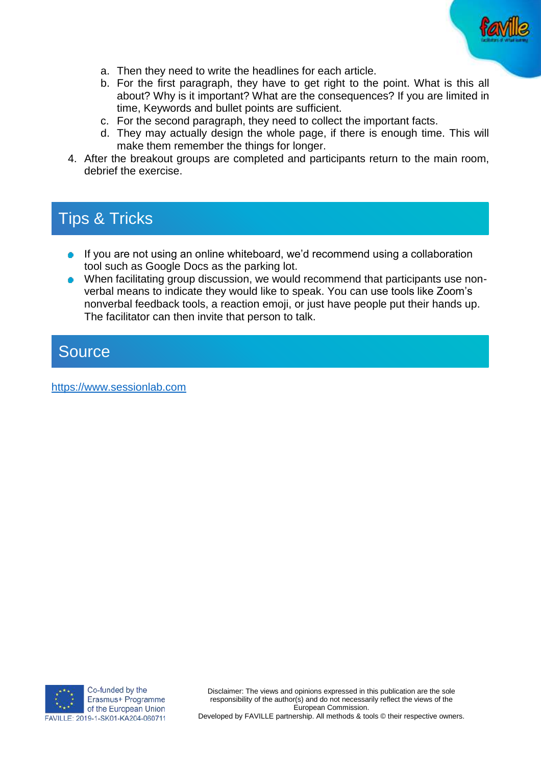a. Then they need to write the headlines for each article.
   b. For the first paragraph, they have to get right to the point. What is this all about? Why is it important? What are the consequences? If you are limited in time, Keywords and bullet points are sufficient.
   c. For the second paragraph, they need to collect the important facts.
   d. They may actually design the whole page, if there is enough time. This will make them remember the things for longer.
4. After the breakout groups are completed and participants return to the main room, debrief the exercise.

## Tips & Tricks

- If you are not using an online whiteboard, we'd recommend using a collaboration tool such as Google Docs as the parking lot.
- When facilitating group discussion, we would recommend that participants use non-verbal means to indicate they would like to speak. You can use tools like Zoom's nonverbal feedback tools, a reaction emoji, or just have people put their hands up. The facilitator can then invite that person to talk.

## Source

https://www.sessionlab.com